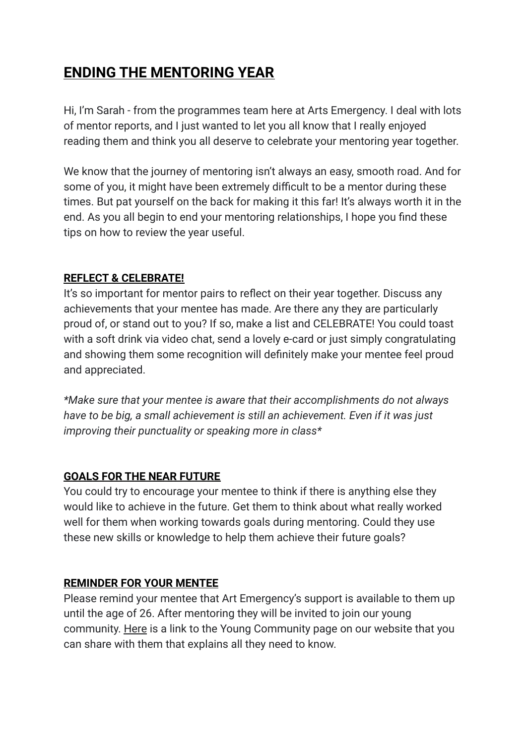# ENDING THE MENTORING YEAR

Hi, I'm Sarah - from the programmes team here at Arts Emergency. I deal with lots of mentor reports, and I just wanted to let you all know that I really enjoyed reading them and think you all deserve to celebrate your mentoring year together.

We know that the journey of mentoring isn't always an easy, smooth road. And for some of you, it might have been extremely difficult to be a mentor during these times. But pat yourself on the back for making it this far! It's always worth it in the end. As you all begin to end your mentoring relationships, I hope you find these tips on how to review the year useful.

## REFLECT & CELEBRATE!

It's so important for mentor pairs to reflect on their year together. Discuss any achievements that your mentee has made. Are there any they are particularly proud of, or stand out to you? If so, make a list and CELEBRATE! You could toast with a soft drink via video chat, send a lovely e-card or just simply congratulating and showing them some recognition will definitely make your mentee feel proud and appreciated.

*Make sure that your mentee is aware that their accomplishments do not always have to be big, a small achievement is still an achievement. Even if it was just improving their punctuality or speaking more in class*

## GOALS FOR THE NEAR FUTURE

You could try to encourage your mentee to think if there is anything else they would like to achieve in the future. Get them to think about what really worked well for them when working towards goals during mentoring. Could they use these new skills or knowledge to help them achieve their future goals?

## REMINDER FOR YOUR MENTEE

Please remind your mentee that Art Emergency's support is available to them up until the age of 26. After mentoring they will be invited to join our young community. Here is a link to the Young Community page on our website that you can share with them that explains all they need to know.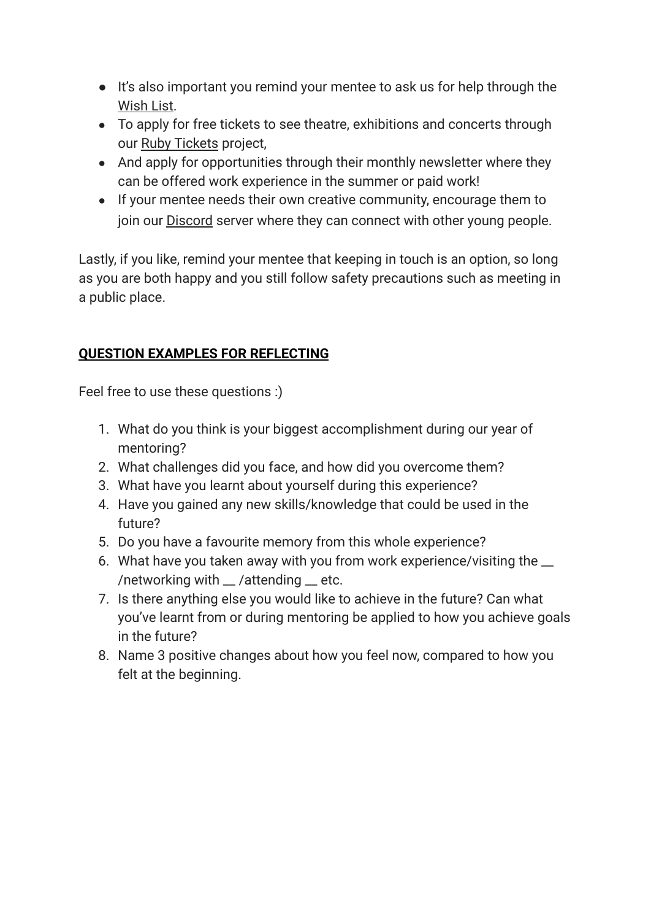- It's also important you remind your mentee to ask us for help through the Wish List.
- To apply for free tickets to see theatre, exhibitions and concerts through our Ruby Tickets project,
- And apply for opportunities through their monthly newsletter where they can be offered work experience in the summer or paid work!
- If your mentee needs their own creative community, encourage them to join our Discord server where they can connect with other young people.

Lastly, if you like, remind your mentee that keeping in touch is an option, so long as you are both happy and you still follow safety precautions such as meeting in a public place.

## **QUESTION EXAMPLES FOR REFLECTING**

Feel free to use these questions :)

1. What do you think is your biggest accomplishment during our year of mentoring?
2. What challenges did you face, and how did you overcome them?
3. What have you learnt about yourself during this experience?
4. Have you gained any new skills/knowledge that could be used in the future?
5. Do you have a favourite memory from this whole experience?
6. What have you taken away with you from work experience/visiting the __ /networking with __ /attending __ etc.
7. Is there anything else you would like to achieve in the future? Can what you've learnt from or during mentoring be applied to how you achieve goals in the future?
8. Name 3 positive changes about how you feel now, compared to how you felt at the beginning.